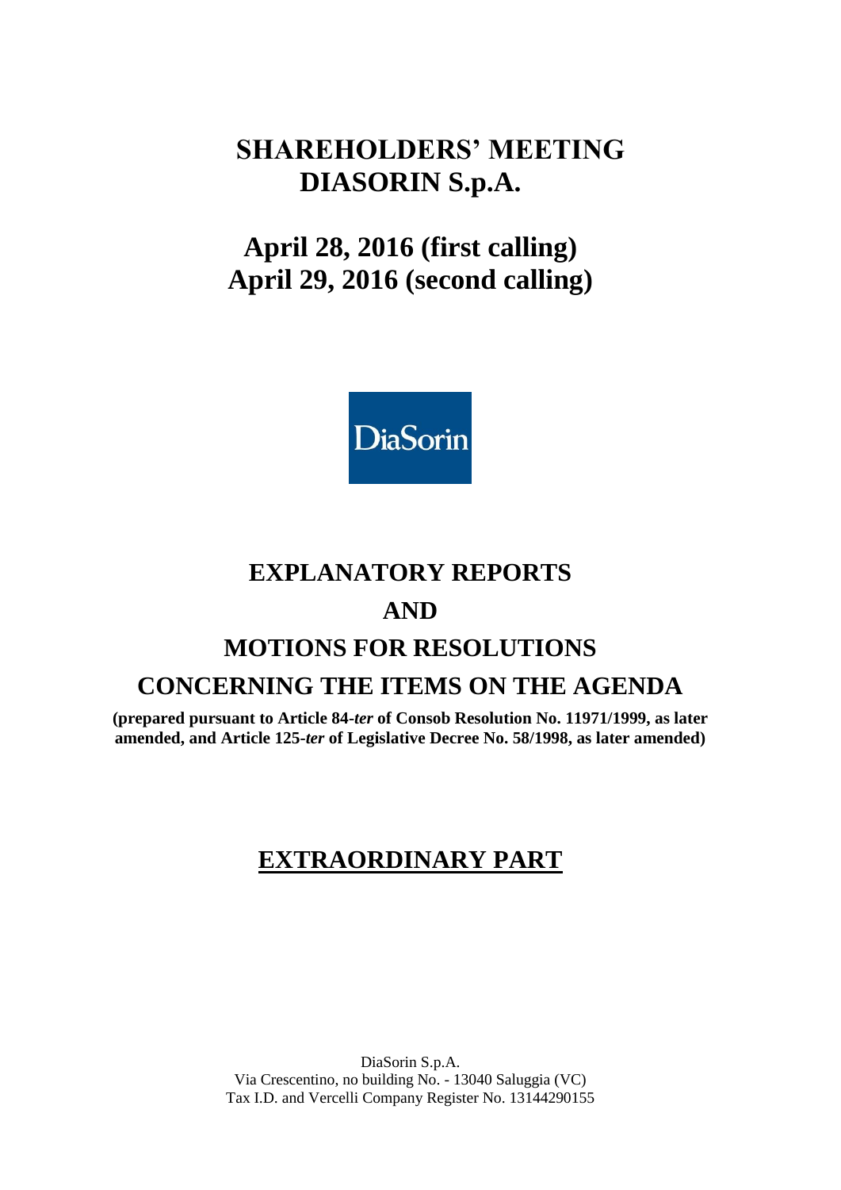# SHAREHOLDERS' MEETING DIASORIN S.p.A.

## April 28, 2016 (first calling)
## April 29, 2016 (second calling)

DiaSorin

# EXPLANATORY REPORTS
# AND
# MOTIONS FOR RESOLUTIONS
# CONCERNING THE ITEMS ON THE AGENDA

**(prepared pursuant to Article 84-*ter* of Consob Resolution No. 11971/1999, as later amended, and Article 125-*ter* of Legislative Decree No. 58/1998, as later amended)**

# EXTRAORDINARY PART

DiaSorin S.p.A.
Via Crescentino, no building No. - 13040 Saluggia (VC)
Tax I.D. and Vercelli Company Register No. 13144290155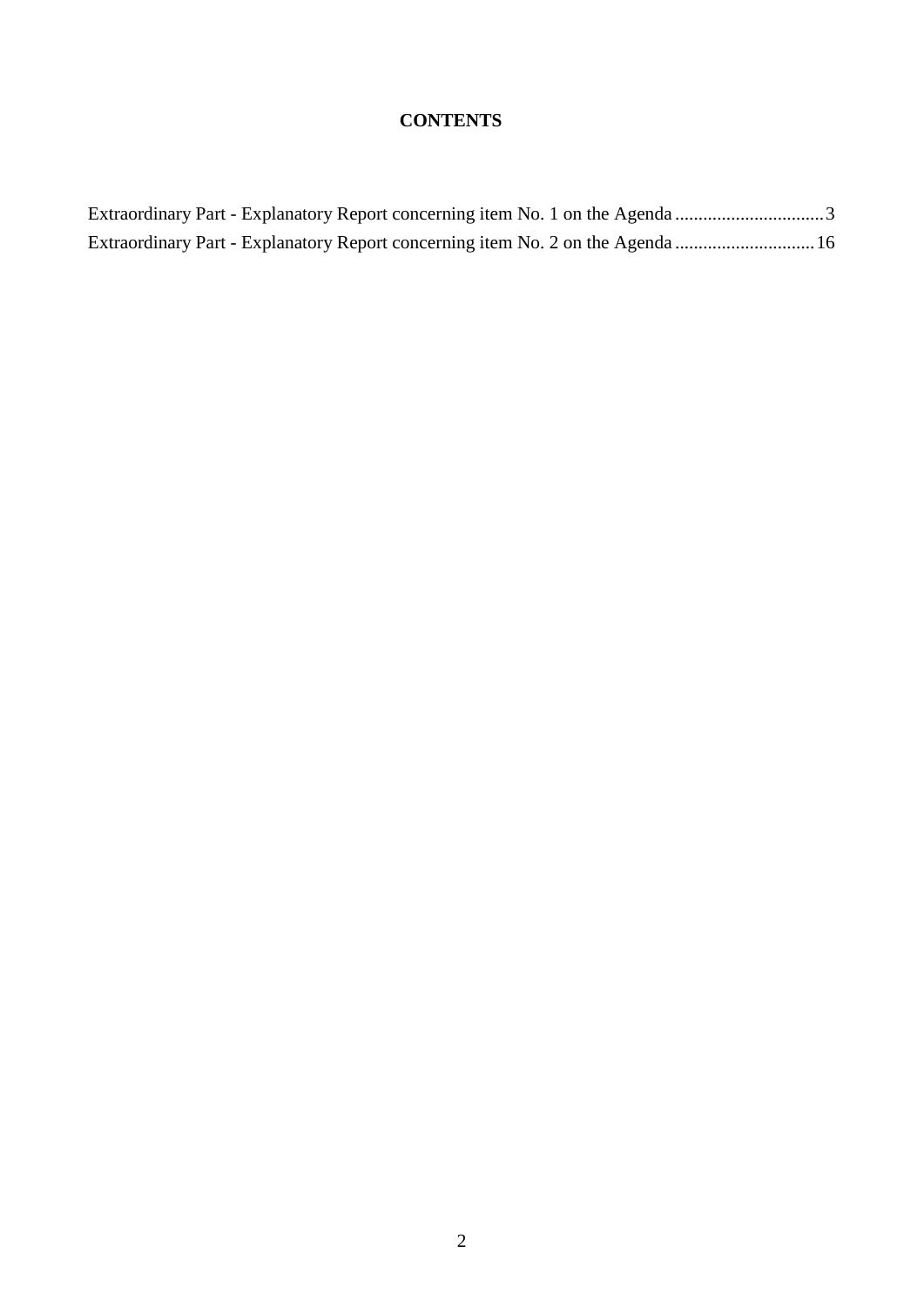**CONTENTS**

Extraordinary Part - Explanatory Report concerning item No. 1 on the Agenda ................................3

Extraordinary Part - Explanatory Report concerning item No. 2 on the Agenda ..............................16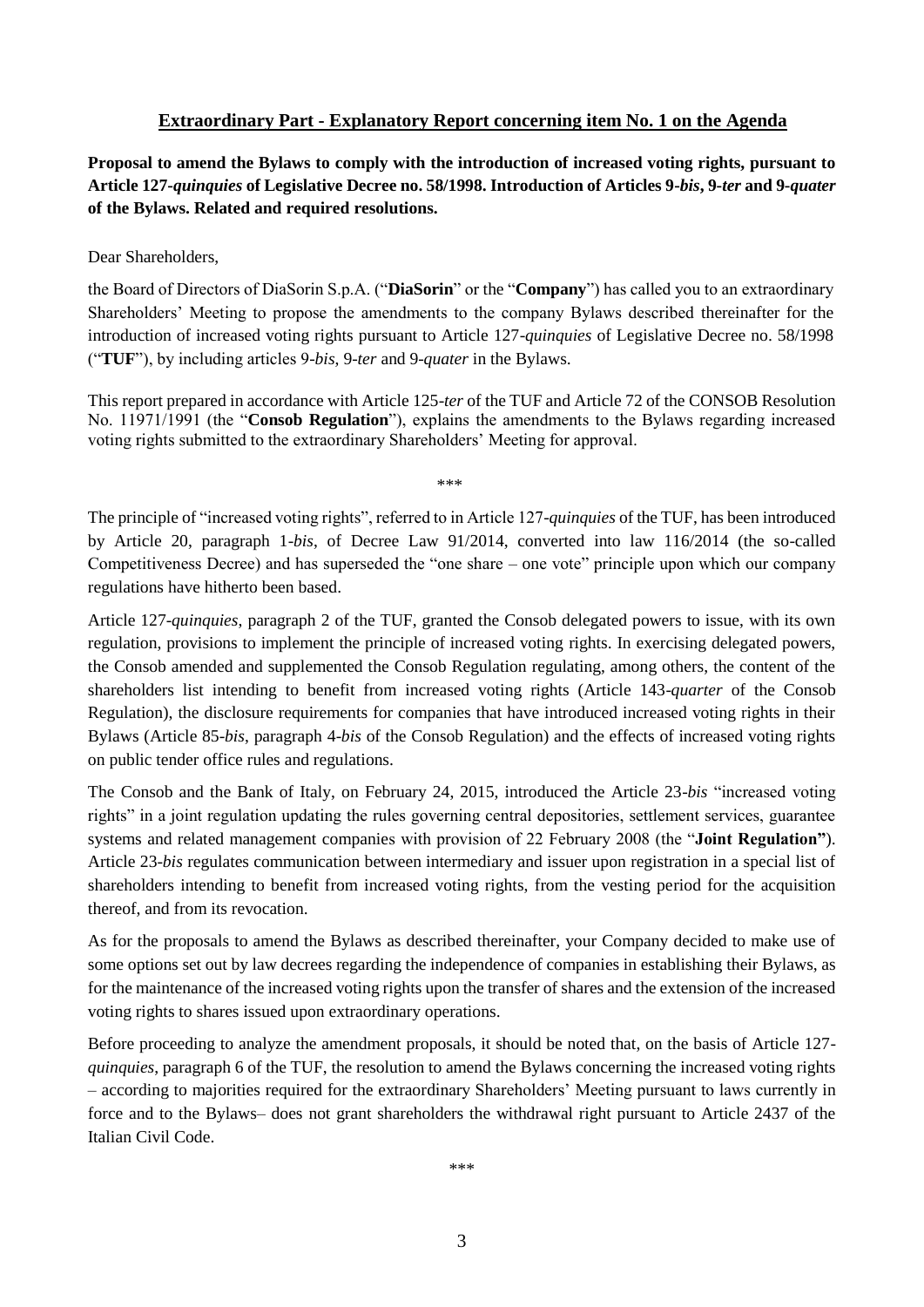## Extraordinary Part - Explanatory Report concerning item No. 1 on the Agenda

**Proposal to amend the Bylaws to comply with the introduction of increased voting rights, pursuant to Article 127-*quinquies* of Legislative Decree no. 58/1998. Introduction of Articles 9-*bis*, 9-*ter* and 9-*quater* of the Bylaws. Related and required resolutions.**

Dear Shareholders,

the Board of Directors of DiaSorin S.p.A. ("**DiaSorin**" or the "**Company**") has called you to an extraordinary Shareholders' Meeting to propose the amendments to the company Bylaws described thereinafter for the introduction of increased voting rights pursuant to Article 127-*quinquies* of Legislative Decree no. 58/1998 ("**TUF**"), by including articles 9-*bis*, 9-*ter* and 9-*quater* in the Bylaws.

This report prepared in accordance with Article 125-*ter* of the TUF and Article 72 of the CONSOB Resolution No. 11971/1991 (the "**Consob Regulation**"), explains the amendments to the Bylaws regarding increased voting rights submitted to the extraordinary Shareholders' Meeting for approval.

\*\*\*

The principle of "increased voting rights", referred to in Article 127-*quinquies* of the TUF, has been introduced by Article 20, paragraph 1-*bis*, of Decree Law 91/2014, converted into law 116/2014 (the so-called Competitiveness Decree) and has superseded the "one share – one vote" principle upon which our company regulations have hitherto been based.

Article 127-*quinquies*, paragraph 2 of the TUF, granted the Consob delegated powers to issue, with its own regulation, provisions to implement the principle of increased voting rights. In exercising delegated powers, the Consob amended and supplemented the Consob Regulation regulating, among others, the content of the shareholders list intending to benefit from increased voting rights (Article 143-*quarter* of the Consob Regulation), the disclosure requirements for companies that have introduced increased voting rights in their Bylaws (Article 85-*bis*, paragraph 4-*bis* of the Consob Regulation) and the effects of increased voting rights on public tender office rules and regulations.

The Consob and the Bank of Italy, on February 24, 2015, introduced the Article 23-*bis* "increased voting rights" in a joint regulation updating the rules governing central depositories, settlement services, guarantee systems and related management companies with provision of 22 February 2008 (the "**Joint Regulation"**). Article 23-*bis* regulates communication between intermediary and issuer upon registration in a special list of shareholders intending to benefit from increased voting rights, from the vesting period for the acquisition thereof, and from its revocation.

As for the proposals to amend the Bylaws as described thereinafter, your Company decided to make use of some options set out by law decrees regarding the independence of companies in establishing their Bylaws, as for the maintenance of the increased voting rights upon the transfer of shares and the extension of the increased voting rights to shares issued upon extraordinary operations.

Before proceeding to analyze the amendment proposals, it should be noted that, on the basis of Article 127-*quinquies*, paragraph 6 of the TUF, the resolution to amend the Bylaws concerning the increased voting rights – according to majorities required for the extraordinary Shareholders' Meeting pursuant to laws currently in force and to the Bylaws– does not grant shareholders the withdrawal right pursuant to Article 2437 of the Italian Civil Code.

\*\*\*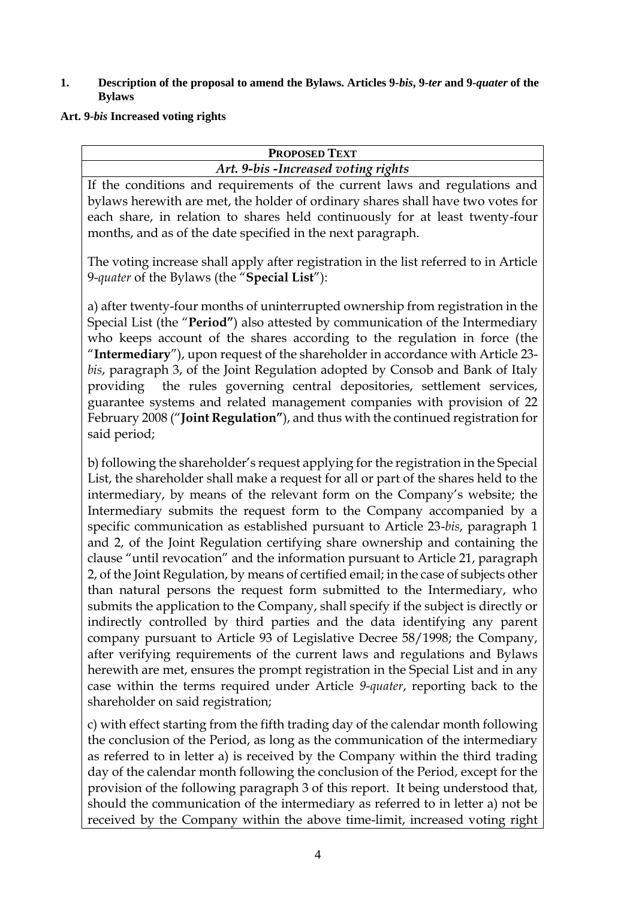**1. Description of the proposal to amend the Bylaws. Articles 9-*bis*, 9-*ter* and 9-*quater* of the Bylaws**

**Art. 9-*bis* Increased voting rights**

| **PROPOSED TEXT** |
|---|
| ***Art. 9-bis -Increased voting rights*** |
| If the conditions and requirements of the current laws and regulations and bylaws herewith are met, the holder of ordinary shares shall have two votes for each share, in relation to shares held continuously for at least twenty-four months, and as of the date specified in the next paragraph.<br><br>The voting increase shall apply after registration in the list referred to in Article 9-*quater* of the Bylaws (the "**Special List**"):<br><br>a) after twenty-four months of uninterrupted ownership from registration in the Special List (the "**Period"**) also attested by communication of the Intermediary who keeps account of the shares according to the regulation in force (the "**Intermediary**"), upon request of the shareholder in accordance with Article 23-*bis*, paragraph 3, of the Joint Regulation adopted by Consob and Bank of Italy providing the rules governing central depositories, settlement services, guarantee systems and related management companies with provision of 22 February 2008 ("**Joint Regulation"**), and thus with the continued registration for said period;<br><br>b) following the shareholder's request applying for the registration in the Special List, the shareholder shall make a request for all or part of the shares held to the intermediary, by means of the relevant form on the Company's website; the Intermediary submits the request form to the Company accompanied by a specific communication as established pursuant to Article 23-*bis*, paragraph 1 and 2, of the Joint Regulation certifying share ownership and containing the clause "until revocation" and the information pursuant to Article 21, paragraph 2, of the Joint Regulation, by means of certified email; in the case of subjects other than natural persons the request form submitted to the Intermediary, who submits the application to the Company, shall specify if the subject is directly or indirectly controlled by third parties and the data identifying any parent company pursuant to Article 93 of Legislative Decree 58/1998; the Company, after verifying requirements of the current laws and regulations and Bylaws herewith are met, ensures the prompt registration in the Special List and in any case within the terms required under Article *9-quater*, reporting back to the shareholder on said registration;<br><br>c) with effect starting from the fifth trading day of the calendar month following the conclusion of the Period, as long as the communication of the intermediary as referred to in letter a) is received by the Company within the third trading day of the calendar month following the conclusion of the Period, except for the provision of the following paragraph 3 of this report. It being understood that, should the communication of the intermediary as referred to in letter a) not be received by the Company within the above time-limit, increased voting right |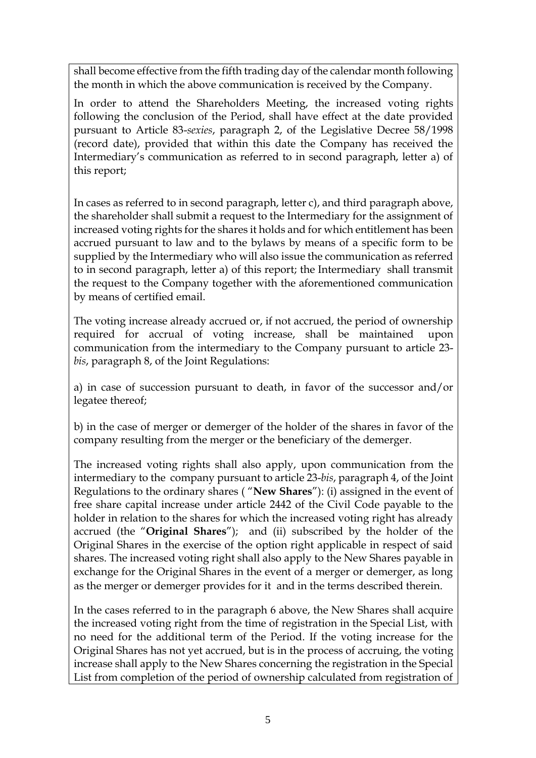shall become effective from the fifth trading day of the calendar month following the month in which the above communication is received by the Company.

In order to attend the Shareholders Meeting, the increased voting rights following the conclusion of the Period, shall have effect at the date provided pursuant to Article 83-*sexies*, paragraph 2, of the Legislative Decree 58/1998 (record date), provided that within this date the Company has received the Intermediary's communication as referred to in second paragraph, letter a) of this report;

In cases as referred to in second paragraph, letter c), and third paragraph above, the shareholder shall submit a request to the Intermediary for the assignment of increased voting rights for the shares it holds and for which entitlement has been accrued pursuant to law and to the bylaws by means of a specific form to be supplied by the Intermediary who will also issue the communication as referred to in second paragraph, letter a) of this report; the Intermediary shall transmit the request to the Company together with the aforementioned communication by means of certified email.

The voting increase already accrued or, if not accrued, the period of ownership required for accrual of voting increase, shall be maintained upon communication from the intermediary to the Company pursuant to article 23-*bis*, paragraph 8, of the Joint Regulations:

a) in case of succession pursuant to death, in favor of the successor and/or legatee thereof;

b) in the case of merger or demerger of the holder of the shares in favor of the company resulting from the merger or the beneficiary of the demerger.

The increased voting rights shall also apply, upon communication from the intermediary to the company pursuant to article 23-*bis*, paragraph 4, of the Joint Regulations to the ordinary shares ( "**New Shares**"): (i) assigned in the event of free share capital increase under article 2442 of the Civil Code payable to the holder in relation to the shares for which the increased voting right has already accrued (the "**Original Shares**"); and (ii) subscribed by the holder of the Original Shares in the exercise of the option right applicable in respect of said shares. The increased voting right shall also apply to the New Shares payable in exchange for the Original Shares in the event of a merger or demerger, as long as the merger or demerger provides for it and in the terms described therein.

In the cases referred to in the paragraph 6 above, the New Shares shall acquire the increased voting right from the time of registration in the Special List, with no need for the additional term of the Period. If the voting increase for the Original Shares has not yet accrued, but is in the process of accruing, the voting increase shall apply to the New Shares concerning the registration in the Special List from completion of the period of ownership calculated from registration of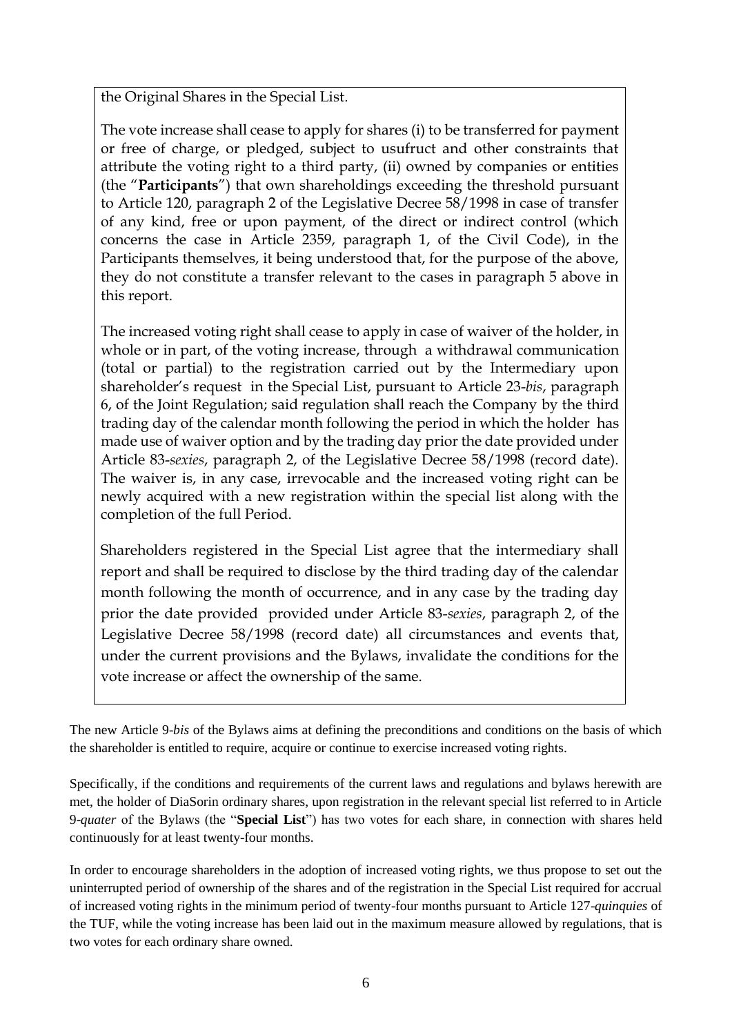the Original Shares in the Special List.

The vote increase shall cease to apply for shares (i) to be transferred for payment or free of charge, or pledged, subject to usufruct and other constraints that attribute the voting right to a third party, (ii) owned by companies or entities (the "**Participants**") that own shareholdings exceeding the threshold pursuant to Article 120, paragraph 2 of the Legislative Decree 58/1998 in case of transfer of any kind, free or upon payment, of the direct or indirect control (which concerns the case in Article 2359, paragraph 1, of the Civil Code), in the Participants themselves, it being understood that, for the purpose of the above, they do not constitute a transfer relevant to the cases in paragraph 5 above in this report.

The increased voting right shall cease to apply in case of waiver of the holder, in whole or in part, of the voting increase, through a withdrawal communication (total or partial) to the registration carried out by the Intermediary upon shareholder's request in the Special List, pursuant to Article 23-*bis*, paragraph 6, of the Joint Regulation; said regulation shall reach the Company by the third trading day of the calendar month following the period in which the holder has made use of waiver option and by the trading day prior the date provided under Article 83-*sexies*, paragraph 2, of the Legislative Decree 58/1998 (record date). The waiver is, in any case, irrevocable and the increased voting right can be newly acquired with a new registration within the special list along with the completion of the full Period.

Shareholders registered in the Special List agree that the intermediary shall report and shall be required to disclose by the third trading day of the calendar month following the month of occurrence, and in any case by the trading day prior the date provided provided under Article 83-*sexies*, paragraph 2, of the Legislative Decree 58/1998 (record date) all circumstances and events that, under the current provisions and the Bylaws, invalidate the conditions for the vote increase or affect the ownership of the same.

The new Article 9-*bis* of the Bylaws aims at defining the preconditions and conditions on the basis of which the shareholder is entitled to require, acquire or continue to exercise increased voting rights.

Specifically, if the conditions and requirements of the current laws and regulations and bylaws herewith are met, the holder of DiaSorin ordinary shares, upon registration in the relevant special list referred to in Article 9-*quater* of the Bylaws (the "**Special List**") has two votes for each share, in connection with shares held continuously for at least twenty-four months.

In order to encourage shareholders in the adoption of increased voting rights, we thus propose to set out the uninterrupted period of ownership of the shares and of the registration in the Special List required for accrual of increased voting rights in the minimum period of twenty-four months pursuant to Article 127-*quinquies* of the TUF, while the voting increase has been laid out in the maximum measure allowed by regulations, that is two votes for each ordinary share owned.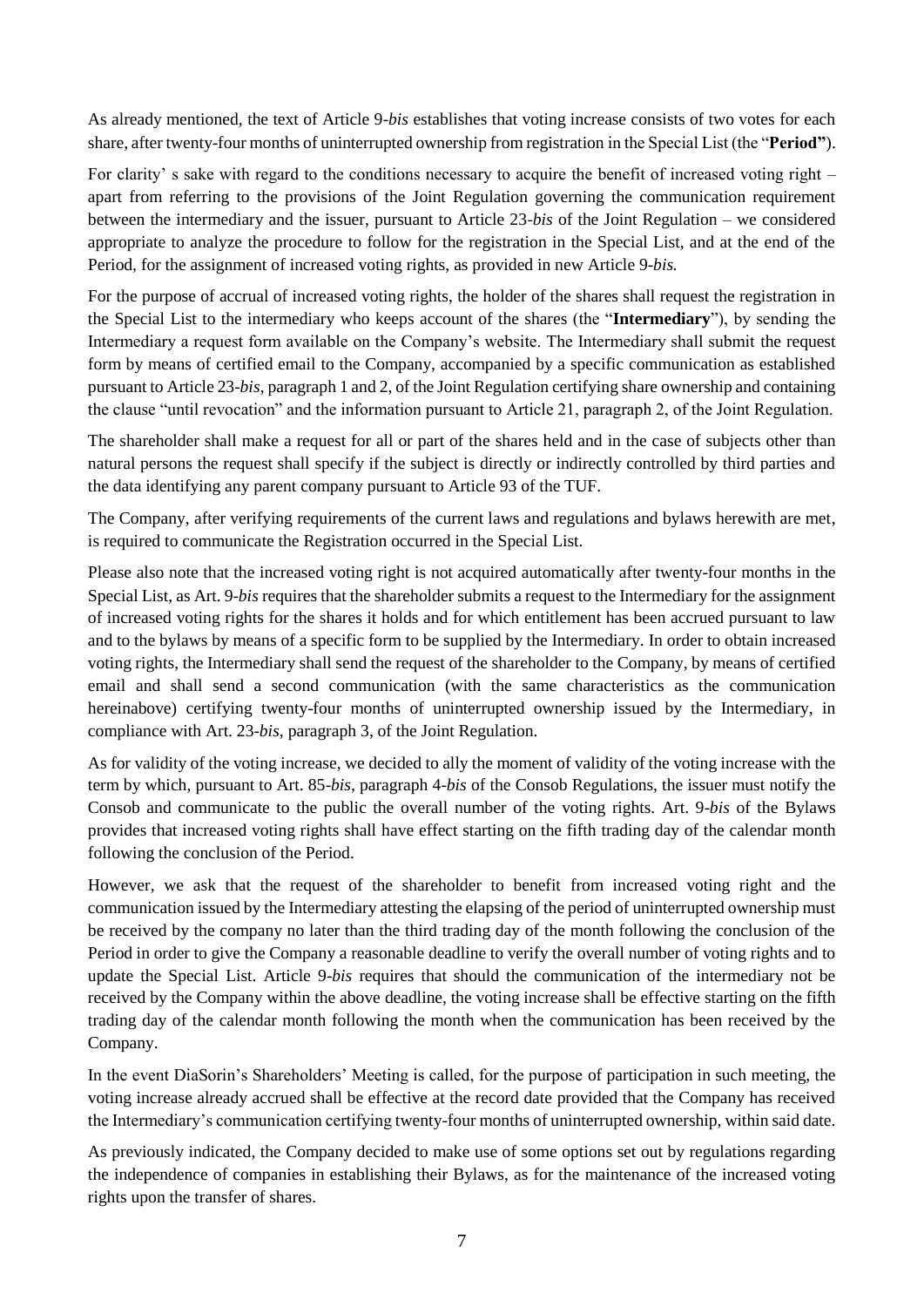As already mentioned, the text of Article 9-*bis* establishes that voting increase consists of two votes for each share, after twenty-four months of uninterrupted ownership from registration in the Special List (the "**Period"**).

For clarity' s sake with regard to the conditions necessary to acquire the benefit of increased voting right – apart from referring to the provisions of the Joint Regulation governing the communication requirement between the intermediary and the issuer, pursuant to Article 23-*bis* of the Joint Regulation – we considered appropriate to analyze the procedure to follow for the registration in the Special List, and at the end of the Period, for the assignment of increased voting rights, as provided in new Article 9-*bis.*

For the purpose of accrual of increased voting rights, the holder of the shares shall request the registration in the Special List to the intermediary who keeps account of the shares (the "**Intermediary**"), by sending the Intermediary a request form available on the Company's website. The Intermediary shall submit the request form by means of certified email to the Company, accompanied by a specific communication as established pursuant to Article 23-*bis*, paragraph 1 and 2, of the Joint Regulation certifying share ownership and containing the clause "until revocation" and the information pursuant to Article 21, paragraph 2, of the Joint Regulation.

The shareholder shall make a request for all or part of the shares held and in the case of subjects other than natural persons the request shall specify if the subject is directly or indirectly controlled by third parties and the data identifying any parent company pursuant to Article 93 of the TUF.

The Company, after verifying requirements of the current laws and regulations and bylaws herewith are met, is required to communicate the Registration occurred in the Special List.

Please also note that the increased voting right is not acquired automatically after twenty-four months in the Special List, as Art. 9-*bis* requires that the shareholder submits a request to the Intermediary for the assignment of increased voting rights for the shares it holds and for which entitlement has been accrued pursuant to law and to the bylaws by means of a specific form to be supplied by the Intermediary. In order to obtain increased voting rights, the Intermediary shall send the request of the shareholder to the Company, by means of certified email and shall send a second communication (with the same characteristics as the communication hereinabove) certifying twenty-four months of uninterrupted ownership issued by the Intermediary, in compliance with Art. 23-*bis*, paragraph 3, of the Joint Regulation.

As for validity of the voting increase, we decided to ally the moment of validity of the voting increase with the term by which, pursuant to Art. 85-*bis*, paragraph 4-*bis* of the Consob Regulations, the issuer must notify the Consob and communicate to the public the overall number of the voting rights. Art. 9-*bis* of the Bylaws provides that increased voting rights shall have effect starting on the fifth trading day of the calendar month following the conclusion of the Period.

However, we ask that the request of the shareholder to benefit from increased voting right and the communication issued by the Intermediary attesting the elapsing of the period of uninterrupted ownership must be received by the company no later than the third trading day of the month following the conclusion of the Period in order to give the Company a reasonable deadline to verify the overall number of voting rights and to update the Special List. Article 9-*bis* requires that should the communication of the intermediary not be received by the Company within the above deadline, the voting increase shall be effective starting on the fifth trading day of the calendar month following the month when the communication has been received by the Company.

In the event DiaSorin's Shareholders' Meeting is called, for the purpose of participation in such meeting, the voting increase already accrued shall be effective at the record date provided that the Company has received the Intermediary's communication certifying twenty-four months of uninterrupted ownership, within said date.

As previously indicated, the Company decided to make use of some options set out by regulations regarding the independence of companies in establishing their Bylaws, as for the maintenance of the increased voting rights upon the transfer of shares.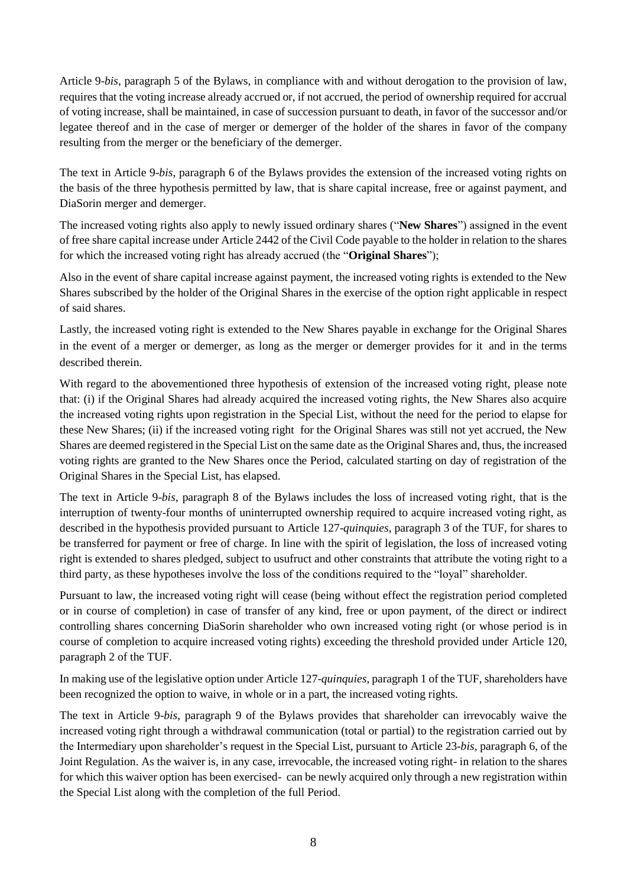Article 9-*bis*, paragraph 5 of the Bylaws, in compliance with and without derogation to the provision of law, requires that the voting increase already accrued or, if not accrued, the period of ownership required for accrual of voting increase, shall be maintained, in case of succession pursuant to death, in favor of the successor and/or legatee thereof and in the case of merger or demerger of the holder of the shares in favor of the company resulting from the merger or the beneficiary of the demerger.

The text in Article 9-*bis*, paragraph 6 of the Bylaws provides the extension of the increased voting rights on the basis of the three hypothesis permitted by law, that is share capital increase, free or against payment, and DiaSorin merger and demerger.

The increased voting rights also apply to newly issued ordinary shares ("**New Shares**") assigned in the event of free share capital increase under Article 2442 of the Civil Code payable to the holder in relation to the shares for which the increased voting right has already accrued (the "**Original Shares**");

Also in the event of share capital increase against payment, the increased voting rights is extended to the New Shares subscribed by the holder of the Original Shares in the exercise of the option right applicable in respect of said shares.

Lastly, the increased voting right is extended to the New Shares payable in exchange for the Original Shares in the event of a merger or demerger, as long as the merger or demerger provides for it and in the terms described therein.

With regard to the abovementioned three hypothesis of extension of the increased voting right, please note that: (i) if the Original Shares had already acquired the increased voting rights, the New Shares also acquire the increased voting rights upon registration in the Special List, without the need for the period to elapse for these New Shares; (ii) if the increased voting right for the Original Shares was still not yet accrued, the New Shares are deemed registered in the Special List on the same date as the Original Shares and, thus, the increased voting rights are granted to the New Shares once the Period, calculated starting on day of registration of the Original Shares in the Special List, has elapsed.

The text in Article 9-*bis*, paragraph 8 of the Bylaws includes the loss of increased voting right, that is the interruption of twenty-four months of uninterrupted ownership required to acquire increased voting right, as described in the hypothesis provided pursuant to Article 127-*quinquies*, paragraph 3 of the TUF, for shares to be transferred for payment or free of charge. In line with the spirit of legislation, the loss of increased voting right is extended to shares pledged, subject to usufruct and other constraints that attribute the voting right to a third party, as these hypotheses involve the loss of the conditions required to the "loyal" shareholder.

Pursuant to law, the increased voting right will cease (being without effect the registration period completed or in course of completion) in case of transfer of any kind, free or upon payment, of the direct or indirect controlling shares concerning DiaSorin shareholder who own increased voting right (or whose period is in course of completion to acquire increased voting rights) exceeding the threshold provided under Article 120, paragraph 2 of the TUF.

In making use of the legislative option under Article 127-*quinquies*, paragraph 1 of the TUF, shareholders have been recognized the option to waive, in whole or in a part, the increased voting rights.

The text in Article 9-*bis*, paragraph 9 of the Bylaws provides that shareholder can irrevocably waive the increased voting right through a withdrawal communication (total or partial) to the registration carried out by the Intermediary upon shareholder's request in the Special List, pursuant to Article 23-*bis*, paragraph 6, of the Joint Regulation. As the waiver is, in any case, irrevocable, the increased voting right- in relation to the shares for which this waiver option has been exercised- can be newly acquired only through a new registration within the Special List along with the completion of the full Period.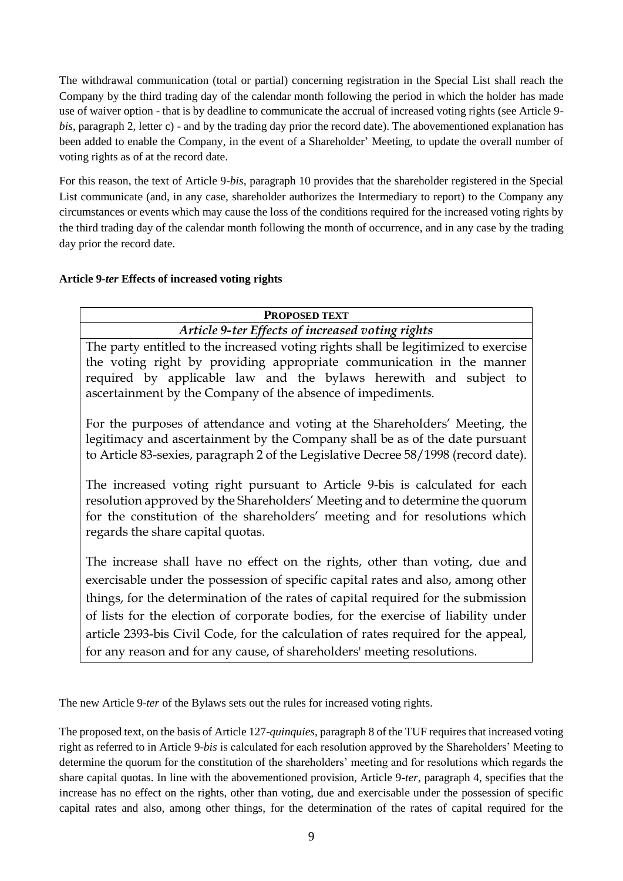The withdrawal communication (total or partial) concerning registration in the Special List shall reach the Company by the third trading day of the calendar month following the period in which the holder has made use of waiver option - that is by deadline to communicate the accrual of increased voting rights (see Article 9-*bis*, paragraph 2, letter c) - and by the trading day prior the record date). The abovementioned explanation has been added to enable the Company, in the event of a Shareholder' Meeting, to update the overall number of voting rights as of at the record date.

For this reason, the text of Article 9-*bis*, paragraph 10 provides that the shareholder registered in the Special List communicate (and, in any case, shareholder authorizes the Intermediary to report) to the Company any circumstances or events which may cause the loss of the conditions required for the increased voting rights by the third trading day of the calendar month following the month of occurrence, and in any case by the trading day prior the record date.

**Article 9-*ter* Effects of increased voting rights**

| **PROPOSED TEXT** |
|---|
| *Article 9-ter Effects of increased voting rights* |
| The party entitled to the increased voting rights shall be legitimized to exercise the voting right by providing appropriate communication in the manner required by applicable law and the bylaws herewith and subject to ascertainment by the Company of the absence of impediments.<br><br>For the purposes of attendance and voting at the Shareholders' Meeting, the legitimacy and ascertainment by the Company shall be as of the date pursuant to Article 83-sexies, paragraph 2 of the Legislative Decree 58/1998 (record date).<br><br>The increased voting right pursuant to Article 9-bis is calculated for each resolution approved by the Shareholders' Meeting and to determine the quorum for the constitution of the shareholders' meeting and for resolutions which regards the share capital quotas.<br><br>The increase shall have no effect on the rights, other than voting, due and exercisable under the possession of specific capital rates and also, among other things, for the determination of the rates of capital required for the submission of lists for the election of corporate bodies, for the exercise of liability under article 2393-bis Civil Code, for the calculation of rates required for the appeal, for any reason and for any cause, of shareholders' meeting resolutions. |

The new Article 9-*ter* of the Bylaws sets out the rules for increased voting rights.

The proposed text, on the basis of Article 127-*quinquies*, paragraph 8 of the TUF requires that increased voting right as referred to in Article 9-*bis* is calculated for each resolution approved by the Shareholders' Meeting to determine the quorum for the constitution of the shareholders' meeting and for resolutions which regards the share capital quotas. In line with the abovementioned provision, Article 9-*ter*, paragraph 4, specifies that the increase has no effect on the rights, other than voting, due and exercisable under the possession of specific capital rates and also, among other things, for the determination of the rates of capital required for the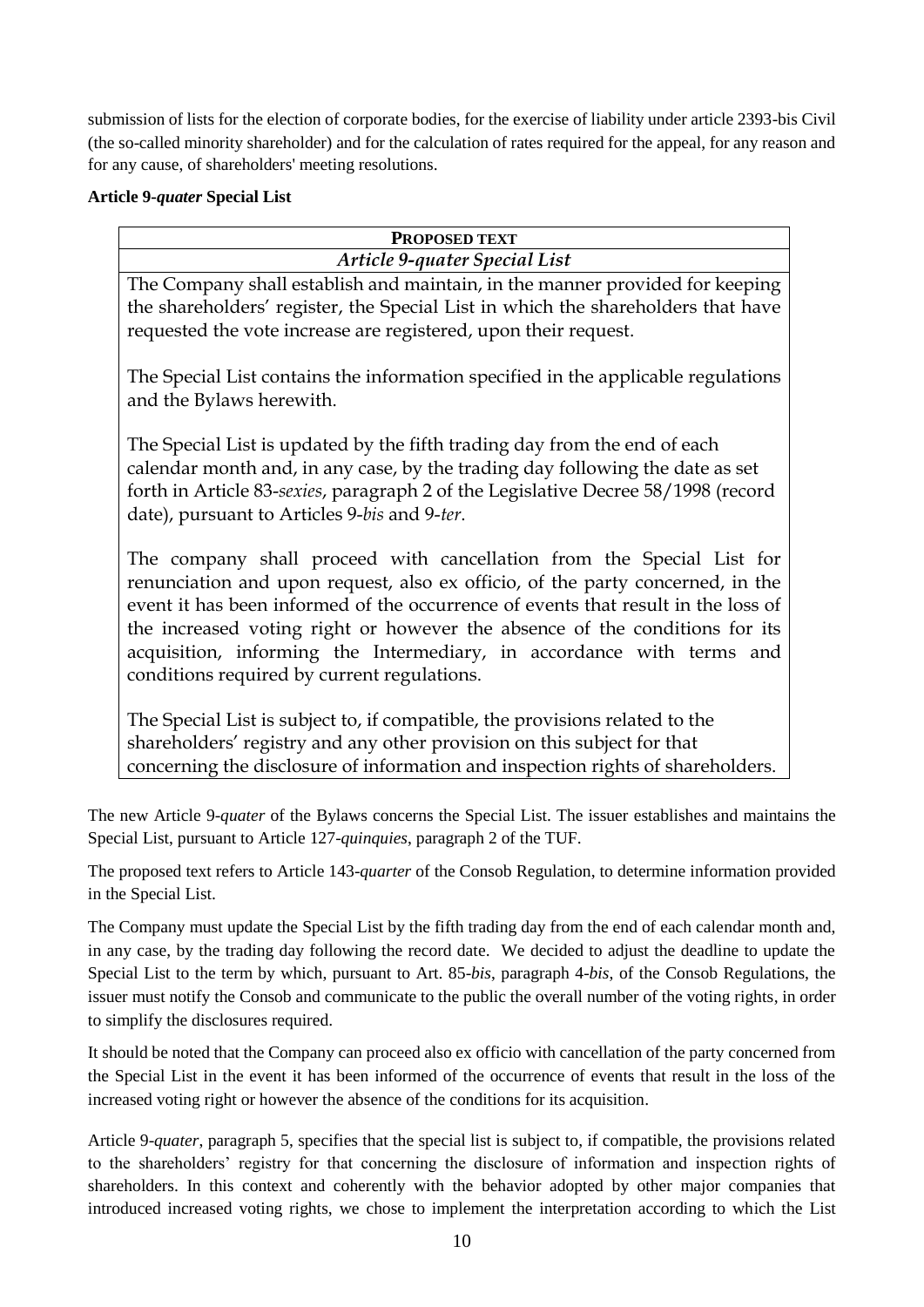submission of lists for the election of corporate bodies, for the exercise of liability under article 2393-bis Civil (the so-called minority shareholder) and for the calculation of rates required for the appeal, for any reason and for any cause, of shareholders' meeting resolutions.

**Article 9-*quater* Special List**

| **PROPOSED TEXT** |
|---|
| ***Article 9-quater Special List*** |
| The Company shall establish and maintain, in the manner provided for keeping the shareholders' register, the Special List in which the shareholders that have requested the vote increase are registered, upon their request.<br><br>The Special List contains the information specified in the applicable regulations and the Bylaws herewith.<br><br>The Special List is updated by the fifth trading day from the end of each calendar month and, in any case, by the trading day following the date as set forth in Article 83-*sexies*, paragraph 2 of the Legislative Decree 58/1998 (record date), pursuant to Articles 9-*bis* and 9-*ter*.<br><br>The company shall proceed with cancellation from the Special List for renunciation and upon request, also ex officio, of the party concerned, in the event it has been informed of the occurrence of events that result in the loss of the increased voting right or however the absence of the conditions for its acquisition, informing the Intermediary, in accordance with terms and conditions required by current regulations.<br><br>The Special List is subject to, if compatible, the provisions related to the shareholders' registry and any other provision on this subject for that concerning the disclosure of information and inspection rights of shareholders. |

The new Article 9-*quater* of the Bylaws concerns the Special List. The issuer establishes and maintains the Special List, pursuant to Article 127-*quinquies*, paragraph 2 of the TUF.

The proposed text refers to Article 143-*quarter* of the Consob Regulation, to determine information provided in the Special List.

The Company must update the Special List by the fifth trading day from the end of each calendar month and, in any case, by the trading day following the record date. We decided to adjust the deadline to update the Special List to the term by which, pursuant to Art. 85-*bis*, paragraph 4-*bis*, of the Consob Regulations, the issuer must notify the Consob and communicate to the public the overall number of the voting rights, in order to simplify the disclosures required.

It should be noted that the Company can proceed also ex officio with cancellation of the party concerned from the Special List in the event it has been informed of the occurrence of events that result in the loss of the increased voting right or however the absence of the conditions for its acquisition.

Article 9-*quater*, paragraph 5, specifies that the special list is subject to, if compatible, the provisions related to the shareholders' registry for that concerning the disclosure of information and inspection rights of shareholders. In this context and coherently with the behavior adopted by other major companies that introduced increased voting rights, we chose to implement the interpretation according to which the List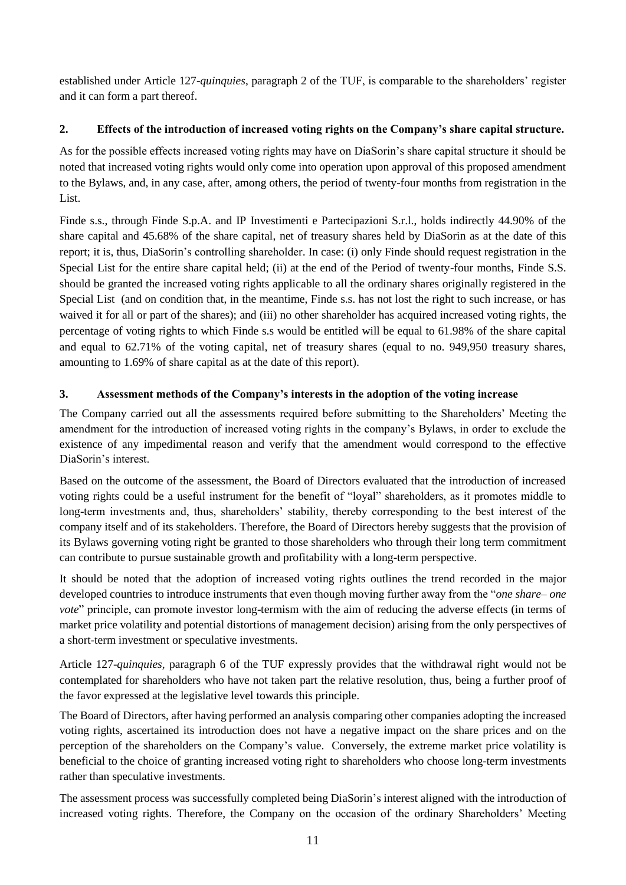established under Article 127-*quinquies*, paragraph 2 of the TUF, is comparable to the shareholders' register and it can form a part thereof.

## 2. Effects of the introduction of increased voting rights on the Company's share capital structure.

As for the possible effects increased voting rights may have on DiaSorin's share capital structure it should be noted that increased voting rights would only come into operation upon approval of this proposed amendment to the Bylaws, and, in any case, after, among others, the period of twenty-four months from registration in the List.

Finde s.s., through Finde S.p.A. and IP Investimenti e Partecipazioni S.r.l., holds indirectly 44.90% of the share capital and 45.68% of the share capital, net of treasury shares held by DiaSorin as at the date of this report; it is, thus, DiaSorin's controlling shareholder. In case: (i) only Finde should request registration in the Special List for the entire share capital held; (ii) at the end of the Period of twenty-four months, Finde S.S. should be granted the increased voting rights applicable to all the ordinary shares originally registered in the Special List (and on condition that, in the meantime, Finde s.s. has not lost the right to such increase, or has waived it for all or part of the shares); and (iii) no other shareholder has acquired increased voting rights, the percentage of voting rights to which Finde s.s would be entitled will be equal to 61.98% of the share capital and equal to 62.71% of the voting capital, net of treasury shares (equal to no. 949,950 treasury shares, amounting to 1.69% of share capital as at the date of this report).

## 3. Assessment methods of the Company's interests in the adoption of the voting increase

The Company carried out all the assessments required before submitting to the Shareholders' Meeting the amendment for the introduction of increased voting rights in the company's Bylaws, in order to exclude the existence of any impedimental reason and verify that the amendment would correspond to the effective DiaSorin's interest.

Based on the outcome of the assessment, the Board of Directors evaluated that the introduction of increased voting rights could be a useful instrument for the benefit of "loyal" shareholders, as it promotes middle to long-term investments and, thus, shareholders' stability, thereby corresponding to the best interest of the company itself and of its stakeholders. Therefore, the Board of Directors hereby suggests that the provision of its Bylaws governing voting right be granted to those shareholders who through their long term commitment can contribute to pursue sustainable growth and profitability with a long-term perspective.

It should be noted that the adoption of increased voting rights outlines the trend recorded in the major developed countries to introduce instruments that even though moving further away from the "*one share– one vote*" principle, can promote investor long-termism with the aim of reducing the adverse effects (in terms of market price volatility and potential distortions of management decision) arising from the only perspectives of a short-term investment or speculative investments.

Article 127-*quinquies*, paragraph 6 of the TUF expressly provides that the withdrawal right would not be contemplated for shareholders who have not taken part the relative resolution, thus, being a further proof of the favor expressed at the legislative level towards this principle.

The Board of Directors, after having performed an analysis comparing other companies adopting the increased voting rights, ascertained its introduction does not have a negative impact on the share prices and on the perception of the shareholders on the Company's value. Conversely, the extreme market price volatility is beneficial to the choice of granting increased voting right to shareholders who choose long-term investments rather than speculative investments.

The assessment process was successfully completed being DiaSorin's interest aligned with the introduction of increased voting rights. Therefore, the Company on the occasion of the ordinary Shareholders' Meeting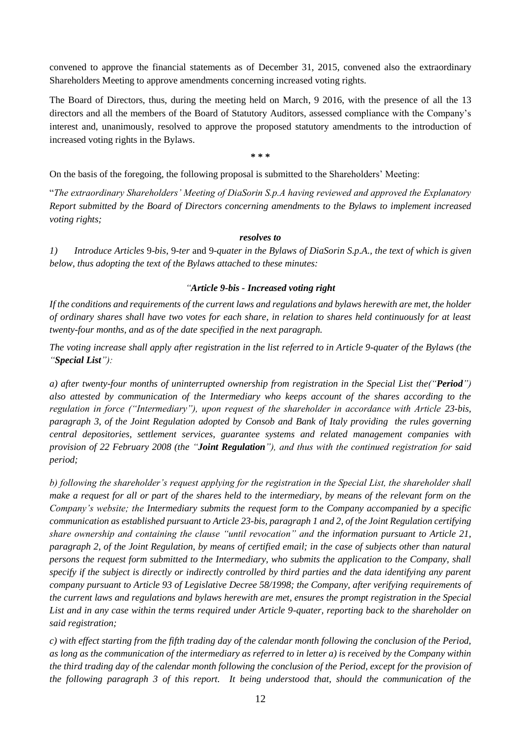convened to approve the financial statements as of December 31, 2015, convened also the extraordinary Shareholders Meeting to approve amendments concerning increased voting rights.

The Board of Directors, thus, during the meeting held on March, 9 2016, with the presence of all the 13 directors and all the members of the Board of Statutory Auditors, assessed compliance with the Company's interest and, unanimously, resolved to approve the proposed statutory amendments to the introduction of increased voting rights in the Bylaws.

**\* \* \***

On the basis of the foregoing, the following proposal is submitted to the Shareholders' Meeting:

"*The extraordinary Shareholders' Meeting of DiaSorin S.p.A having reviewed and approved the Explanatory Report submitted by the Board of Directors concerning amendments to the Bylaws to implement increased voting rights;*

***resolves to***

*1) Introduce Articles* 9-*bis*, 9-*ter* and 9-*quater in the Bylaws of DiaSorin S.p.A., the text of which is given below, thus adopting the text of the Bylaws attached to these minutes:*

*"**Article 9-bis - Increased voting right***

*If the conditions and requirements of the current laws and regulations and bylaws herewith are met, the holder of ordinary shares shall have two votes for each share, in relation to shares held continuously for at least twenty-four months, and as of the date specified in the next paragraph.*

*The voting increase shall apply after registration in the list referred to in Article 9-quater of the Bylaws (the "**Special List**"):*

*a) after twenty-four months of uninterrupted ownership from registration in the Special List the("**Period**") also attested by communication of the Intermediary who keeps account of the shares according to the regulation in force ("Intermediary"), upon request of the shareholder in accordance with Article 23-bis, paragraph 3, of the Joint Regulation adopted by Consob and Bank of Italy providing the rules governing central depositories, settlement services, guarantee systems and related management companies with provision of 22 February 2008 (the "**Joint Regulation**"), and thus with the continued registration for said period;*

*b) following the shareholder's request applying for the registration in the Special List, the shareholder shall make a request for all or part of the shares held to the intermediary, by means of the relevant form on the Company's website; the Intermediary submits the request form to the Company accompanied by a specific communication as established pursuant to Article 23-bis, paragraph 1 and 2, of the Joint Regulation certifying share ownership and containing the clause "until revocation" and the information pursuant to Article 21, paragraph 2, of the Joint Regulation, by means of certified email; in the case of subjects other than natural persons the request form submitted to the Intermediary, who submits the application to the Company, shall specify if the subject is directly or indirectly controlled by third parties and the data identifying any parent company pursuant to Article 93 of Legislative Decree 58/1998; the Company, after verifying requirements of the current laws and regulations and bylaws herewith are met, ensures the prompt registration in the Special List and in any case within the terms required under Article 9-quater, reporting back to the shareholder on said registration;*

*c) with effect starting from the fifth trading day of the calendar month following the conclusion of the Period, as long as the communication of the intermediary as referred to in letter a) is received by the Company within the third trading day of the calendar month following the conclusion of the Period, except for the provision of the following paragraph 3 of this report. It being understood that, should the communication of the*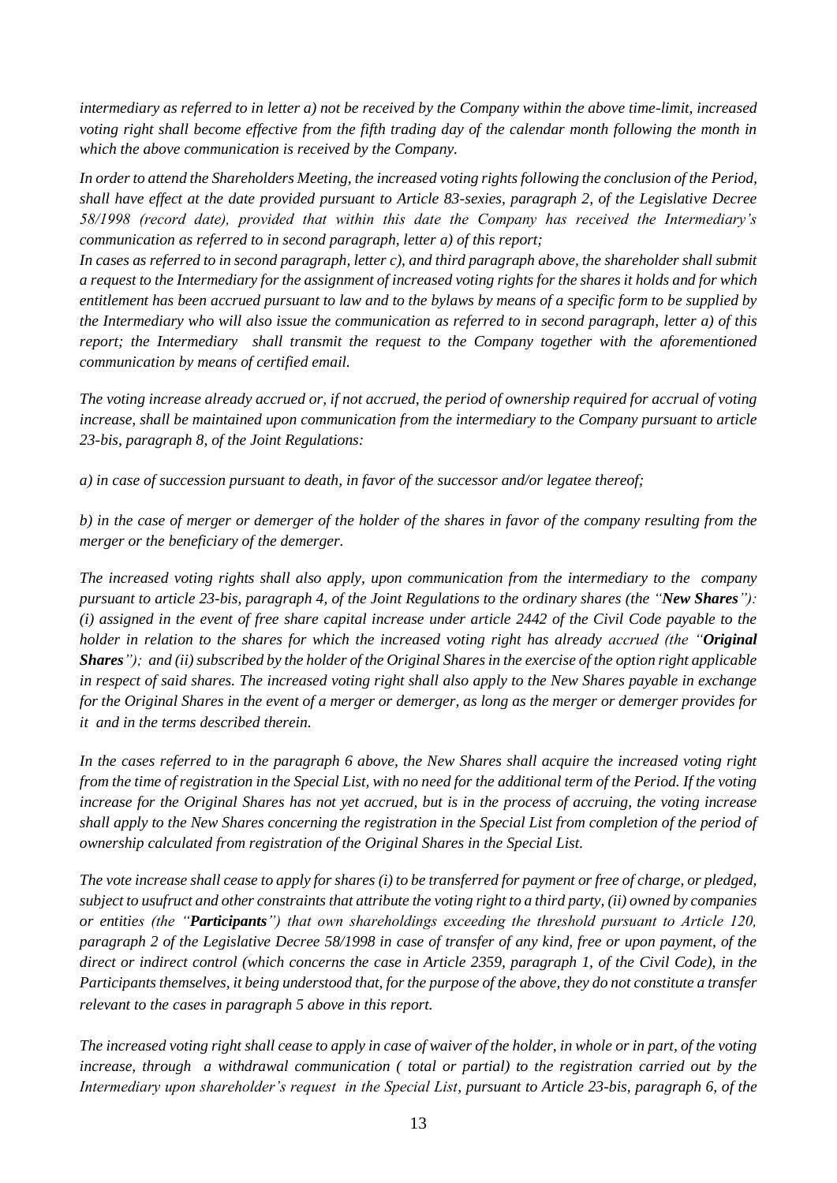*intermediary as referred to in letter a) not be received by the Company within the above time-limit, increased voting right shall become effective from the fifth trading day of the calendar month following the month in which the above communication is received by the Company.*

*In order to attend the Shareholders Meeting, the increased voting rights following the conclusion of the Period, shall have effect at the date provided pursuant to Article 83-sexies, paragraph 2, of the Legislative Decree 58/1998 (record date), provided that within this date the Company has received the Intermediary's communication as referred to in second paragraph, letter a) of this report;*

*In cases as referred to in second paragraph, letter c), and third paragraph above, the shareholder shall submit a request to the Intermediary for the assignment of increased voting rights for the shares it holds and for which entitlement has been accrued pursuant to law and to the bylaws by means of a specific form to be supplied by the Intermediary who will also issue the communication as referred to in second paragraph, letter a) of this report; the Intermediary shall transmit the request to the Company together with the aforementioned communication by means of certified email.*

*The voting increase already accrued or, if not accrued, the period of ownership required for accrual of voting increase, shall be maintained upon communication from the intermediary to the Company pursuant to article 23-bis, paragraph 8, of the Joint Regulations:*

*a) in case of succession pursuant to death, in favor of the successor and/or legatee thereof;*

*b) in the case of merger or demerger of the holder of the shares in favor of the company resulting from the merger or the beneficiary of the demerger.*

*The increased voting rights shall also apply, upon communication from the intermediary to the company pursuant to article 23-bis, paragraph 4, of the Joint Regulations to the ordinary shares (the "**New Shares**"): (i) assigned in the event of free share capital increase under article 2442 of the Civil Code payable to the holder in relation to the shares for which the increased voting right has already accrued (the "**Original Shares**"); and (ii) subscribed by the holder of the Original Shares in the exercise of the option right applicable in respect of said shares. The increased voting right shall also apply to the New Shares payable in exchange for the Original Shares in the event of a merger or demerger, as long as the merger or demerger provides for it and in the terms described therein.*

*In the cases referred to in the paragraph 6 above, the New Shares shall acquire the increased voting right from the time of registration in the Special List, with no need for the additional term of the Period. If the voting increase for the Original Shares has not yet accrued, but is in the process of accruing, the voting increase shall apply to the New Shares concerning the registration in the Special List from completion of the period of ownership calculated from registration of the Original Shares in the Special List.*

*The vote increase shall cease to apply for shares (i) to be transferred for payment or free of charge, or pledged, subject to usufruct and other constraints that attribute the voting right to a third party, (ii) owned by companies or entities (the "**Participants**") that own shareholdings exceeding the threshold pursuant to Article 120, paragraph 2 of the Legislative Decree 58/1998 in case of transfer of any kind, free or upon payment, of the direct or indirect control (which concerns the case in Article 2359, paragraph 1, of the Civil Code), in the Participants themselves, it being understood that, for the purpose of the above, they do not constitute a transfer relevant to the cases in paragraph 5 above in this report.*

*The increased voting right shall cease to apply in case of waiver of the holder, in whole or in part, of the voting increase, through a withdrawal communication ( total or partial) to the registration carried out by the Intermediary upon shareholder's request in the Special List, pursuant to Article 23-bis, paragraph 6, of the*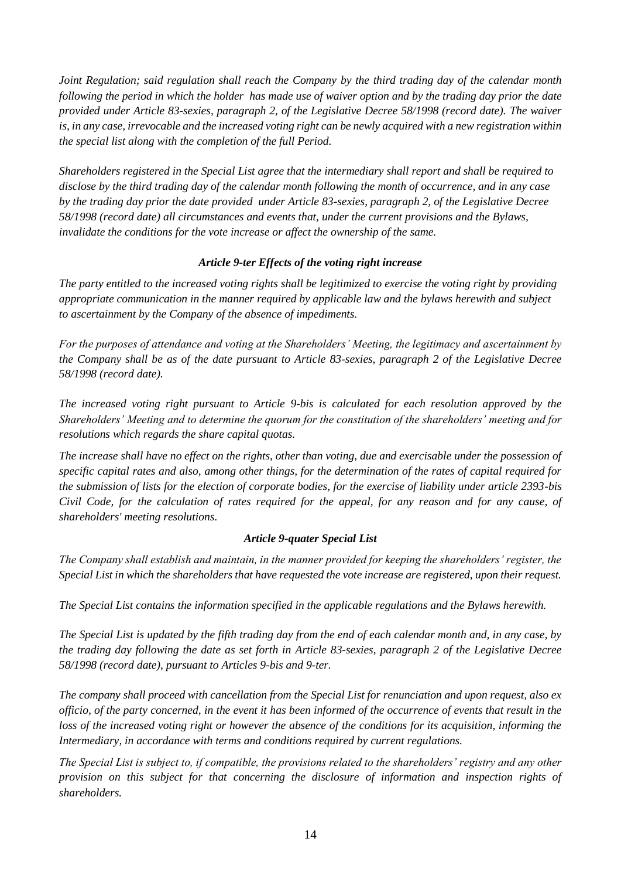*Joint Regulation; said regulation shall reach the Company by the third trading day of the calendar month following the period in which the holder has made use of waiver option and by the trading day prior the date provided under Article 83-sexies, paragraph 2, of the Legislative Decree 58/1998 (record date). The waiver is, in any case, irrevocable and the increased voting right can be newly acquired with a new registration within the special list along with the completion of the full Period.*

*Shareholders registered in the Special List agree that the intermediary shall report and shall be required to disclose by the third trading day of the calendar month following the month of occurrence, and in any case by the trading day prior the date provided under Article 83-sexies, paragraph 2, of the Legislative Decree 58/1998 (record date) all circumstances and events that, under the current provisions and the Bylaws, invalidate the conditions for the vote increase or affect the ownership of the same.*

### *Article 9-ter Effects of the voting right increase*

*The party entitled to the increased voting rights shall be legitimized to exercise the voting right by providing appropriate communication in the manner required by applicable law and the bylaws herewith and subject to ascertainment by the Company of the absence of impediments.*

*For the purposes of attendance and voting at the Shareholders' Meeting, the legitimacy and ascertainment by the Company shall be as of the date pursuant to Article 83-sexies, paragraph 2 of the Legislative Decree 58/1998 (record date).*

*The increased voting right pursuant to Article 9-bis is calculated for each resolution approved by the Shareholders' Meeting and to determine the quorum for the constitution of the shareholders' meeting and for resolutions which regards the share capital quotas.*

*The increase shall have no effect on the rights, other than voting, due and exercisable under the possession of specific capital rates and also, among other things, for the determination of the rates of capital required for the submission of lists for the election of corporate bodies, for the exercise of liability under article 2393-bis Civil Code, for the calculation of rates required for the appeal, for any reason and for any cause, of shareholders' meeting resolutions.*

### *Article 9-quater Special List*

*The Company shall establish and maintain, in the manner provided for keeping the shareholders' register, the Special List in which the shareholders that have requested the vote increase are registered, upon their request.*

*The Special List contains the information specified in the applicable regulations and the Bylaws herewith.*

*The Special List is updated by the fifth trading day from the end of each calendar month and, in any case, by the trading day following the date as set forth in Article 83-sexies, paragraph 2 of the Legislative Decree 58/1998 (record date), pursuant to Articles 9-bis and 9-ter.*

*The company shall proceed with cancellation from the Special List for renunciation and upon request, also ex officio, of the party concerned, in the event it has been informed of the occurrence of events that result in the loss of the increased voting right or however the absence of the conditions for its acquisition, informing the Intermediary, in accordance with terms and conditions required by current regulations.*

*The Special List is subject to, if compatible, the provisions related to the shareholders' registry and any other provision on this subject for that concerning the disclosure of information and inspection rights of shareholders.*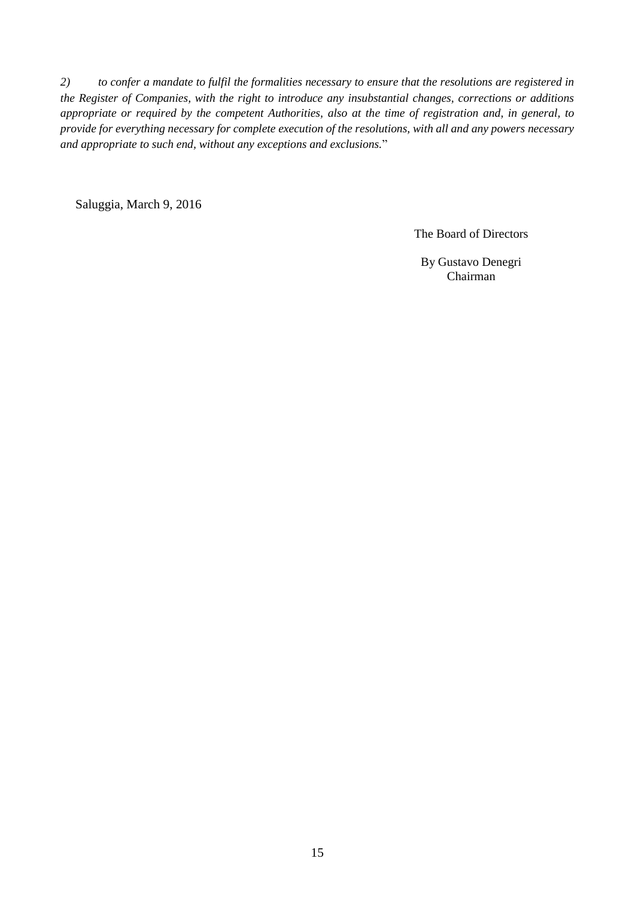*2) to confer a mandate to fulfil the formalities necessary to ensure that the resolutions are registered in the Register of Companies, with the right to introduce any insubstantial changes, corrections or additions appropriate or required by the competent Authorities, also at the time of registration and, in general, to provide for everything necessary for complete execution of the resolutions, with all and any powers necessary and appropriate to such end, without any exceptions and exclusions.*"

Saluggia, March 9, 2016

The Board of Directors

By Gustavo Denegri
Chairman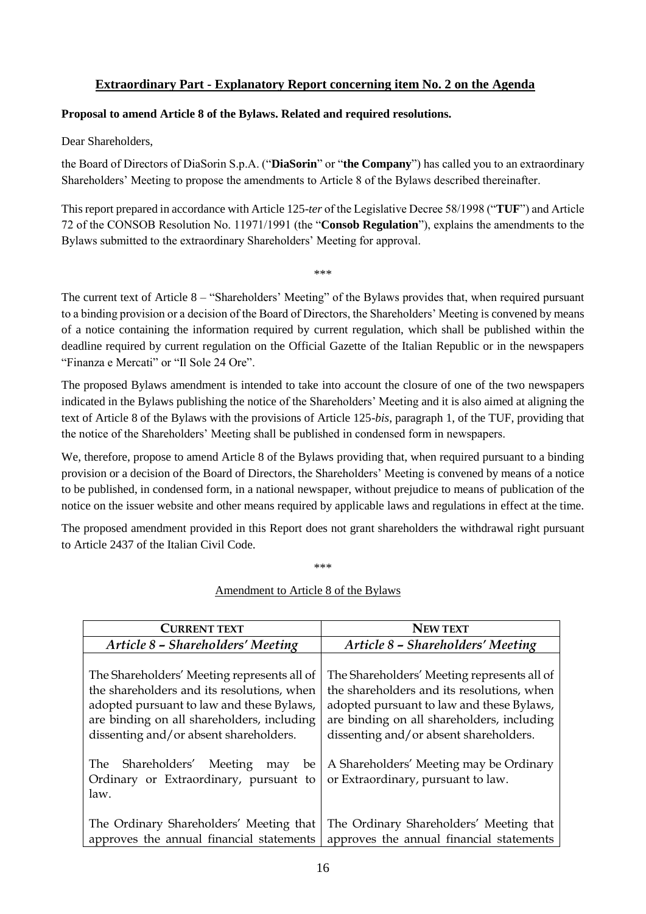## Extraordinary Part - Explanatory Report concerning item No. 2 on the Agenda

**Proposal to amend Article 8 of the Bylaws. Related and required resolutions.**

Dear Shareholders,

the Board of Directors of DiaSorin S.p.A. ("**DiaSorin**" or "**the Company**") has called you to an extraordinary Shareholders' Meeting to propose the amendments to Article 8 of the Bylaws described thereinafter.

This report prepared in accordance with Article 125-*ter* of the Legislative Decree 58/1998 ("**TUF**") and Article 72 of the CONSOB Resolution No. 11971/1991 (the "**Consob Regulation**"), explains the amendments to the Bylaws submitted to the extraordinary Shareholders' Meeting for approval.

\*\*\*

The current text of Article 8 – "Shareholders' Meeting" of the Bylaws provides that, when required pursuant to a binding provision or a decision of the Board of Directors, the Shareholders' Meeting is convened by means of a notice containing the information required by current regulation, which shall be published within the deadline required by current regulation on the Official Gazette of the Italian Republic or in the newspapers "Finanza e Mercati" or "Il Sole 24 Ore".

The proposed Bylaws amendment is intended to take into account the closure of one of the two newspapers indicated in the Bylaws publishing the notice of the Shareholders' Meeting and it is also aimed at aligning the text of Article 8 of the Bylaws with the provisions of Article 125-*bis*, paragraph 1, of the TUF, providing that the notice of the Shareholders' Meeting shall be published in condensed form in newspapers.

We, therefore, propose to amend Article 8 of the Bylaws providing that, when required pursuant to a binding provision or a decision of the Board of Directors, the Shareholders' Meeting is convened by means of a notice to be published, in condensed form, in a national newspaper, without prejudice to means of publication of the notice on the issuer website and other means required by applicable laws and regulations in effect at the time.

The proposed amendment provided in this Report does not grant shareholders the withdrawal right pursuant to Article 2437 of the Italian Civil Code.

\*\*\*

Amendment to Article 8 of the Bylaws

| **CURRENT TEXT** | **NEW TEXT** |
|---|---|
| ***Article 8 – Shareholders' Meeting*** | ***Article 8 – Shareholders' Meeting*** |
| The Shareholders' Meeting represents all of the shareholders and its resolutions, when adopted pursuant to law and these Bylaws, are binding on all shareholders, including dissenting and/or absent shareholders. | The Shareholders' Meeting represents all of the shareholders and its resolutions, when adopted pursuant to law and these Bylaws, are binding on all shareholders, including dissenting and/or absent shareholders. |
| The Shareholders' Meeting may be Ordinary or Extraordinary, pursuant to law. | A Shareholders' Meeting may be Ordinary or Extraordinary, pursuant to law. |
| The Ordinary Shareholders' Meeting that approves the annual financial statements | The Ordinary Shareholders' Meeting that approves the annual financial statements |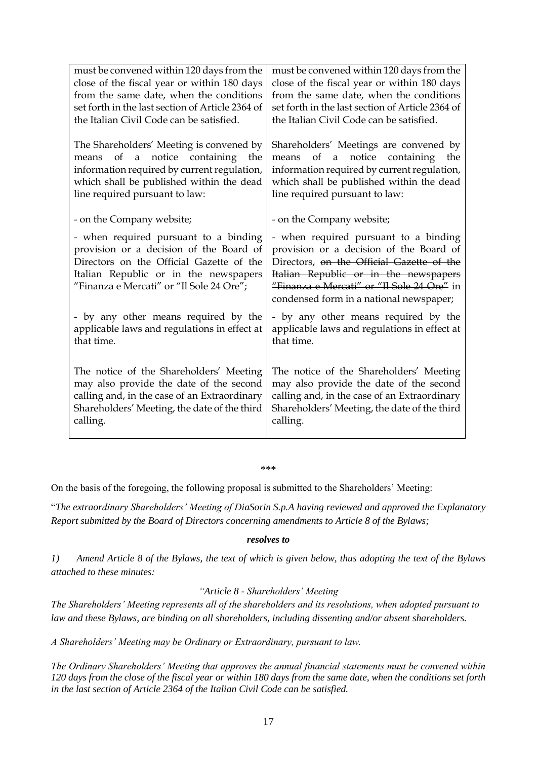| must be convened within 120 days from the close of the fiscal year or within 180 days from the same date, when the conditions set forth in the last section of Article 2364 of the Italian Civil Code can be satisfied. | must be convened within 120 days from the close of the fiscal year or within 180 days from the same date, when the conditions set forth in the last section of Article 2364 of the Italian Civil Code can be satisfied. |
|---|---|
| The Shareholders' Meeting is convened by means of a notice containing the information required by current regulation, which shall be published within the dead line required pursuant to law: | Shareholders' Meetings are convened by means of a notice containing the information required by current regulation, which shall be published within the dead line required pursuant to law: |
| - on the Company website; | - on the Company website; |
| - when required pursuant to a binding provision or a decision of the Board of Directors on the Official Gazette of the Italian Republic or in the newspapers "Finanza e Mercati" or "Il Sole 24 Ore"; | - when required pursuant to a binding provision or a decision of the Board of Directors, ~~on the Official Gazette of the Italian Republic or in the newspapers "Finanza e Mercati" or "Il Sole 24 Ore"~~ in condensed form in a national newspaper; |
| - by any other means required by the applicable laws and regulations in effect at that time. | - by any other means required by the applicable laws and regulations in effect at that time. |
| The notice of the Shareholders' Meeting may also provide the date of the second calling and, in the case of an Extraordinary Shareholders' Meeting, the date of the third calling. | The notice of the Shareholders' Meeting may also provide the date of the second calling and, in the case of an Extraordinary Shareholders' Meeting, the date of the third calling. |

\*\*\*

On the basis of the foregoing, the following proposal is submitted to the Shareholders' Meeting:

"*The extraordinary Shareholders' Meeting of DiaSorin S.p.A having reviewed and approved the Explanatory Report submitted by the Board of Directors concerning amendments to Article 8 of the Bylaws;*

***resolves to***

*1) Amend Article 8 of the Bylaws, the text of which is given below, thus adopting the text of the Bylaws attached to these minutes:*

*"Article 8 - Shareholders' Meeting*

*The Shareholders' Meeting represents all of the shareholders and its resolutions, when adopted pursuant to law and these Bylaws, are binding on all shareholders, including dissenting and/or absent shareholders.*

*A Shareholders' Meeting may be Ordinary or Extraordinary, pursuant to law.*

*The Ordinary Shareholders' Meeting that approves the annual financial statements must be convened within 120 days from the close of the fiscal year or within 180 days from the same date, when the conditions set forth in the last section of Article 2364 of the Italian Civil Code can be satisfied.*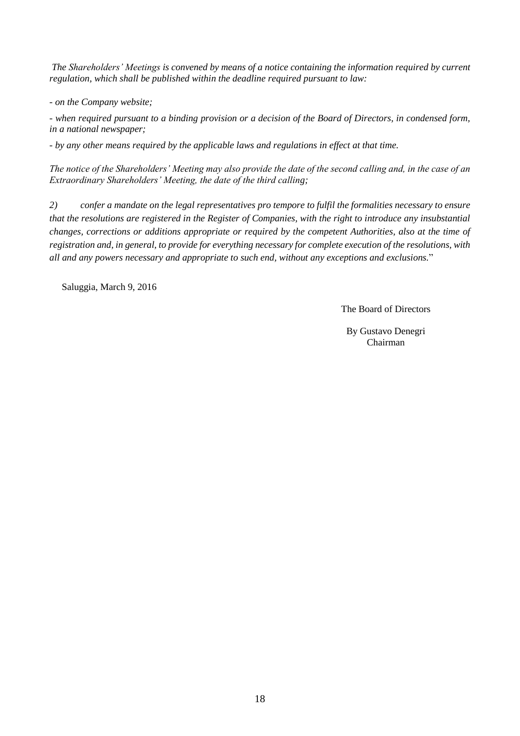*The Shareholders' Meetings is convened by means of a notice containing the information required by current regulation, which shall be published within the deadline required pursuant to law:*

*- on the Company website;*

*- when required pursuant to a binding provision or a decision of the Board of Directors, in condensed form, in a national newspaper;*

*- by any other means required by the applicable laws and regulations in effect at that time.*

*The notice of the Shareholders' Meeting may also provide the date of the second calling and, in the case of an Extraordinary Shareholders' Meeting, the date of the third calling;*

*2) confer a mandate on the legal representatives pro tempore to fulfil the formalities necessary to ensure that the resolutions are registered in the Register of Companies, with the right to introduce any insubstantial changes, corrections or additions appropriate or required by the competent Authorities, also at the time of registration and, in general, to provide for everything necessary for complete execution of the resolutions, with all and any powers necessary and appropriate to such end, without any exceptions and exclusions.*"

Saluggia, March 9, 2016

The Board of Directors

By Gustavo Denegri
Chairman